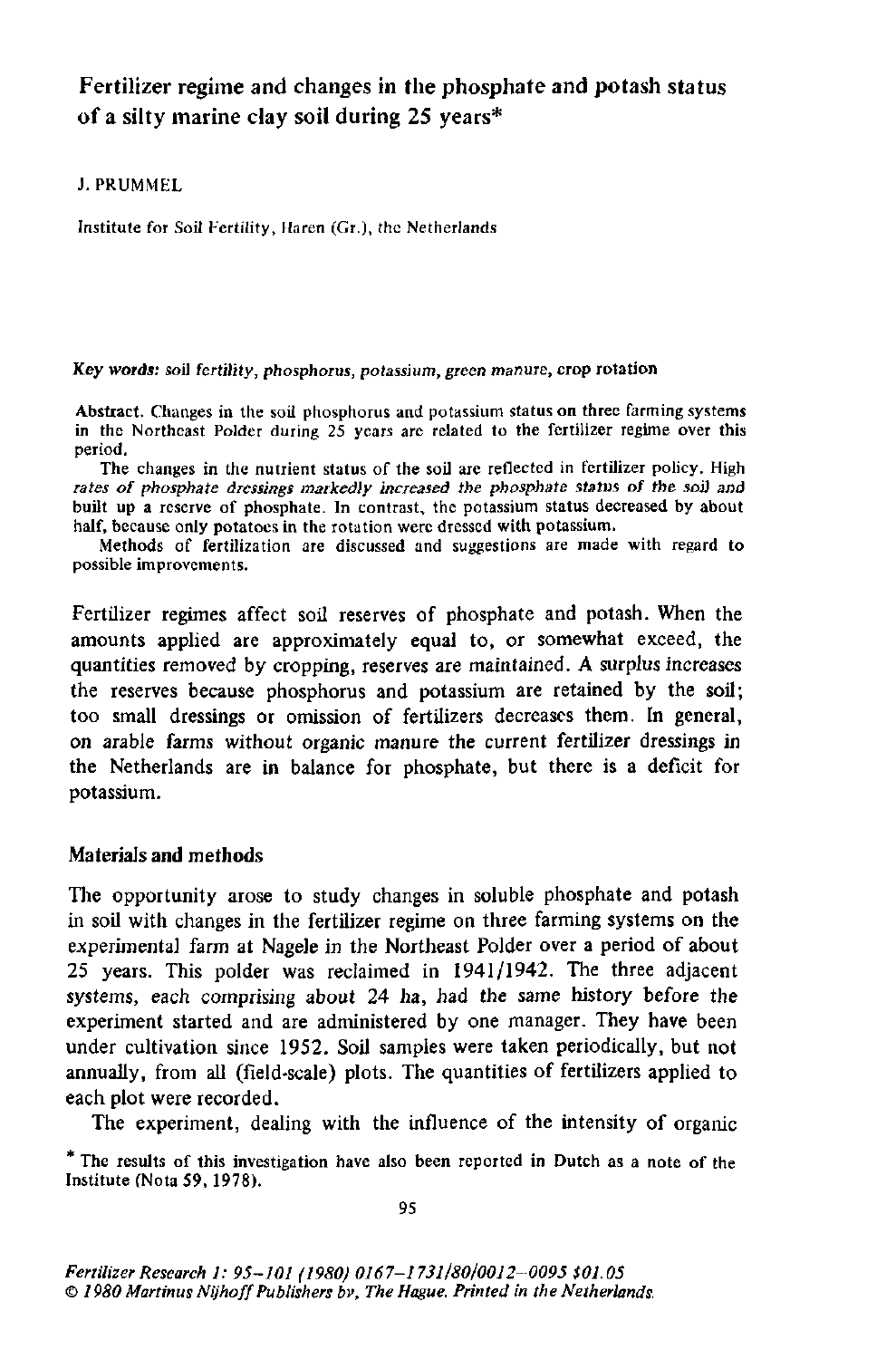# Fertilizer regime and changes in the phosphate and potash status of a silty marine clay soil during 25 years*

J. PRUMMEL

Institute for Soil Fertility, Haren (Gr.), the Netherlands

**Key words:** soil fertility, phosphorus, potassium, green manure, crop rotation

**Abstract.** Changes in the soil phosphorus and potassium status on three farming systems in the Northeast Polder during 25 years are related to the fertilizer regime over this period.

The changes in the nutrient status of the soil are reflected in fertilizer policy. High rates of phosphate dressings markedly increased the phosphate status of the soil and built up a reserve of phosphate. In contrast, the potassium status decreased by about half, because only potatoes in the rotation were dressed with potassium.

Methods of fertilization are discussed and suggestions are made with regard to possible improvements.

Fertilizer regimes affect soil reserves of phosphate and potash. When the amounts applied are approximately equal to, or somewhat exceed, the quantities removed by cropping, reserves are maintained. A surplus increases the reserves because phosphorus and potassium are retained by the soil; too small dressings or omission of fertilizers decreases them. In general, on arable farms without organic manure the current fertilizer dressings in the Netherlands are in balance for phosphate, but there is a deficit for potassium.

## Materials and methods

The opportunity arose to study changes in soluble phosphate and potash in soil with changes in the fertilizer regime on three farming systems on the experimental farm at Nagele in the Northeast Polder over a period of about 25 years. This polder was reclaimed in 1941/1942. The three adjacent systems, each comprising about 24 ha, had the same history before the experiment started and are administered by one manager. They have been under cultivation since 1952. Soil samples were taken periodically, but not annually, from all (field-scale) plots. The quantities of fertilizers applied to each plot were recorded.

The experiment, dealing with the influence of the intensity of organic

\* The results of this investigation have also been reported in Dutch as a note of the Institute (Nota 59, 1978).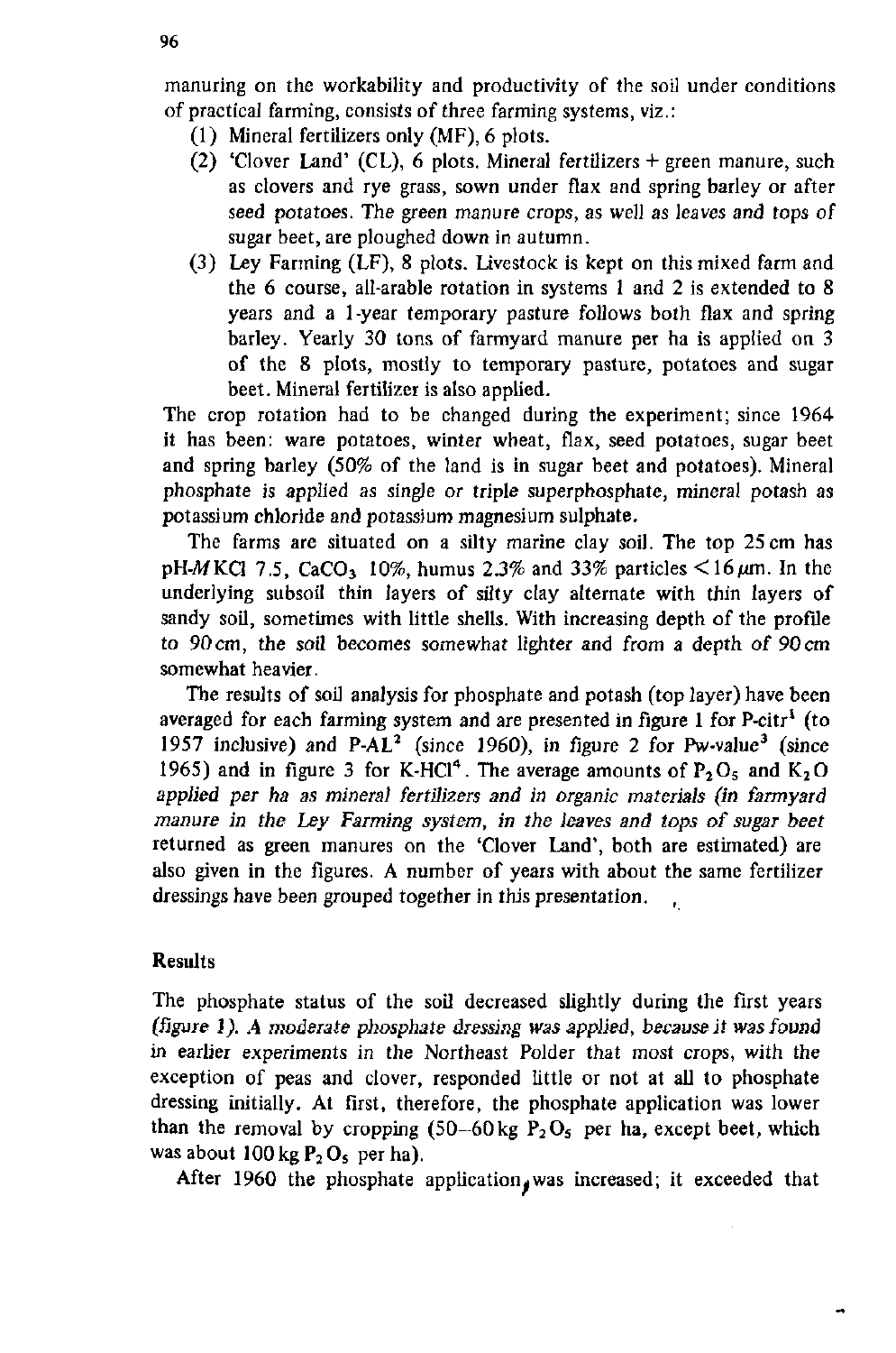manuring on the workability and productivity of the soil under conditions of practical farming, consists of three farming systems, viz.:

(1) Mineral fertilizers only (MF), 6 plots.
(2) 'Clover Land' (CL), 6 plots. Mineral fertilizers + green manure, such as clovers and rye grass, sown under flax and spring barley or after seed potatoes. The green manure crops, as well as leaves and tops of sugar beet, are ploughed down in autumn.
(3) Ley Farming (LF), 8 plots. Livestock is kept on this mixed farm and the 6 course, all-arable rotation in systems 1 and 2 is extended to 8 years and a 1-year temporary pasture follows both flax and spring barley. Yearly 30 tons of farmyard manure per ha is applied on 3 of the 8 plots, mostly to temporary pasture, potatoes and sugar beet. Mineral fertilizer is also applied.

The crop rotation had to be changed during the experiment; since 1964 it has been: ware potatoes, winter wheat, flax, seed potatoes, sugar beet and spring barley (50% of the land is in sugar beet and potatoes). Mineral phosphate is applied as single or triple superphosphate, mineral potash as potassium chloride and potassium magnesium sulphate.

The farms are situated on a silty marine clay soil. The top 25 cm has pH-*M* KCl 7.5, $CaCO_3$ 10%, humus 2.3% and 33% particles $< 16\,\mu m$. In the underlying subsoil thin layers of silty clay alternate with thin layers of sandy soil, sometimes with little shells. With increasing depth of the profile to 90 cm, the soil becomes somewhat lighter and from a depth of 90 cm somewhat heavier.

The results of soil analysis for phosphate and potash (top layer) have been averaged for each farming system and are presented in figure 1 for P-citr[1] (to 1957 inclusive) and P-AL[2] (since 1960), in figure 2 for Pw-value[3] (since 1965) and in figure 3 for K-HCl[4]. The average amounts of $P_2O_5$ and $K_2O$ applied per ha as mineral fertilizers and in organic materials (in farmyard manure in the Ley Farming system, in the leaves and tops of sugar beet returned as green manures on the 'Clover Land', both are estimated) are also given in the figures. A number of years with about the same fertilizer dressings have been grouped together in this presentation.

## Results

The phosphate status of the soil decreased slightly during the first years (figure 1). A moderate phosphate dressing was applied, because it was found in earlier experiments in the Northeast Polder that most crops, with the exception of peas and clover, responded little or not at all to phosphate dressing initially. At first, therefore, the phosphate application was lower than the removal by cropping (50–60 kg $P_2O_5$ per ha, except beet, which was about 100 kg $P_2O_5$ per ha).

After 1960 the phosphate application was increased; it exceeded that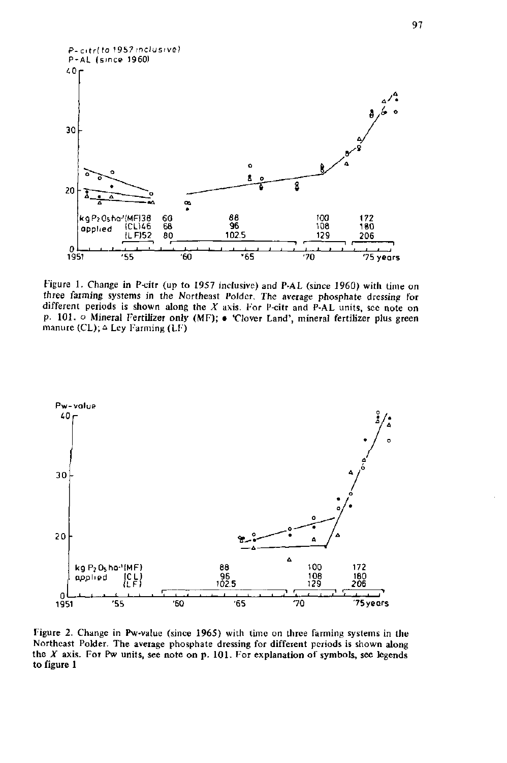Figure 1. Change in P-citr (up to 1957 inclusive) and P-AL (since 1960) with time on three farming systems in the Northeast Polder. The average phosphate dressing for different periods is shown along the *X* axis. For P-citr and P-AL units, see note on p. 101. ○ Mineral Fertilizer only (MF); ● 'Clover Land', mineral fertilizer plus green manure (CL); △ Ley Farming (LF)

Figure 2. Change in Pw-value (since 1965) with time on three farming systems in the Northeast Polder. The average phosphate dressing for different periods is shown along the *X* axis. For Pw units, see note on p. 101. For explanation of symbols, see legends to figure 1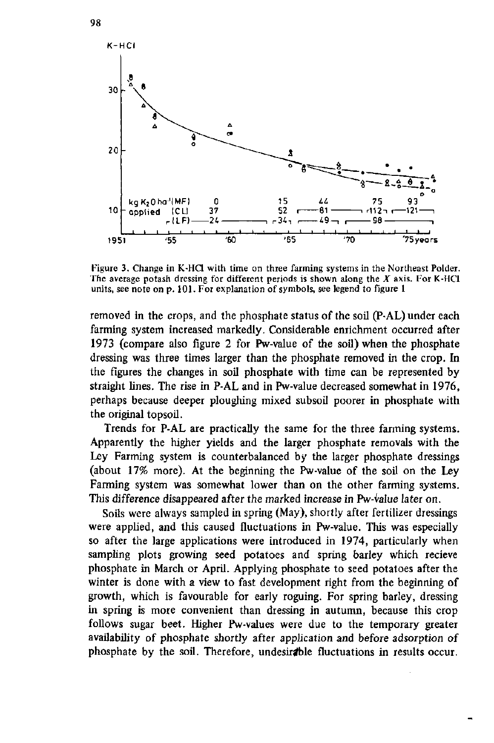Figure 3. Change in K-HCl with time on three farming systems in the Northeast Polder. The average potash dressing for different periods is shown along the $X$ axis. For K-HCl units, see note on p. 101. For explanation of symbols, see legend to figure 1

removed in the crops, and the phosphate status of the soil (P-AL) under each farming system increased markedly. Considerable enrichment occurred after 1973 (compare also figure 2 for Pw-value of the soil) when the phosphate dressing was three times larger than the phosphate removed in the crop. In the figures the changes in soil phosphate with time can be represented by straight lines. The rise in P-AL and in Pw-value decreased somewhat in 1976, perhaps because deeper ploughing mixed subsoil poorer in phosphate with the original topsoil.

Trends for P-AL are practically the same for the three farming systems. Apparently the higher yields and the larger phosphate removals with the Ley Farming system is counterbalanced by the larger phosphate dressings (about 17% more). At the beginning the Pw-value of the soil on the Ley Farming system was somewhat lower than on the other farming systems. This difference disappeared after the marked increase in Pw-value later on.

Soils were always sampled in spring (May), shortly after fertilizer dressings were applied, and this caused fluctuations in Pw-value. This was especially so after the large applications were introduced in 1974, particularly when sampling plots growing seed potatoes and spring barley which recieve phosphate in March or April. Applying phosphate to seed potatoes after the winter is done with a view to fast development right from the beginning of growth, which is favourable for early roguing. For spring barley, dressing in spring is more convenient than dressing in autumn, because this crop follows sugar beet. Higher Pw-values were due to the temporary greater availability of phosphate shortly after application and before adsorption of phosphate by the soil. Therefore, undesirable fluctuations in results occur.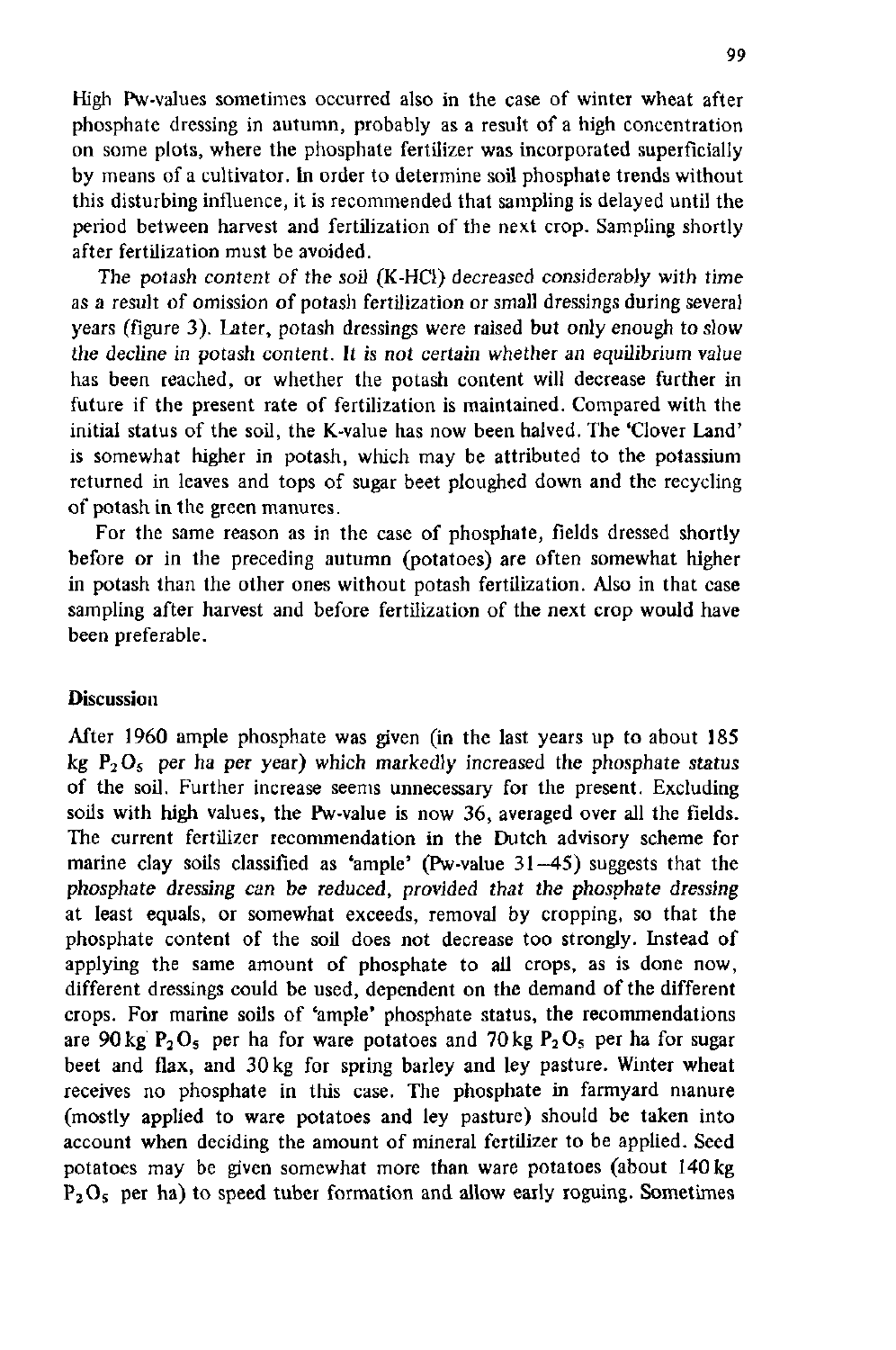High Pw-values sometimes occurred also in the case of winter wheat after phosphate dressing in autumn, probably as a result of a high concentration on some plots, where the phosphate fertilizer was incorporated superficially by means of a cultivator. In order to determine soil phosphate trends without this disturbing influence, it is recommended that sampling is delayed until the period between harvest and fertilization of the next crop. Sampling shortly after fertilization must be avoided.

The potash content of the soil (K-HCl) decreased considerably with time as a result of omission of potash fertilization or small dressings during several years (figure 3). Later, potash dressings were raised but only enough to slow the decline in potash content. It is not certain whether an equilibrium value has been reached, or whether the potash content will decrease further in future if the present rate of fertilization is maintained. Compared with the initial status of the soil, the K-value has now been halved. The 'Clover Land' is somewhat higher in potash, which may be attributed to the potassium returned in leaves and tops of sugar beet ploughed down and the recycling of potash in the green manures.

For the same reason as in the case of phosphate, fields dressed shortly before or in the preceding autumn (potatoes) are often somewhat higher in potash than the other ones without potash fertilization. Also in that case sampling after harvest and before fertilization of the next crop would have been preferable.

## Discussion

After 1960 ample phosphate was given (in the last years up to about 185 kg $P_2O_5$ per ha per year) which markedly increased the phosphate status of the soil. Further increase seems unnecessary for the present. Excluding soils with high values, the Pw-value is now 36, averaged over all the fields. The current fertilizer recommendation in the Dutch advisory scheme for marine clay soils classified as 'ample' (Pw-value 31–45) suggests that the phosphate dressing can be reduced, provided that the phosphate dressing at least equals, or somewhat exceeds, removal by cropping, so that the phosphate content of the soil does not decrease too strongly. Instead of applying the same amount of phosphate to all crops, as is done now, different dressings could be used, dependent on the demand of the different crops. For marine soils of 'ample' phosphate status, the recommendations are 90 kg $P_2O_5$ per ha for ware potatoes and 70 kg $P_2O_5$ per ha for sugar beet and flax, and 30 kg for spring barley and ley pasture. Winter wheat receives no phosphate in this case. The phosphate in farmyard manure (mostly applied to ware potatoes and ley pasture) should be taken into account when deciding the amount of mineral fertilizer to be applied. Seed potatoes may be given somewhat more than ware potatoes (about 140 kg $P_2O_5$ per ha) to speed tuber formation and allow early roguing. Sometimes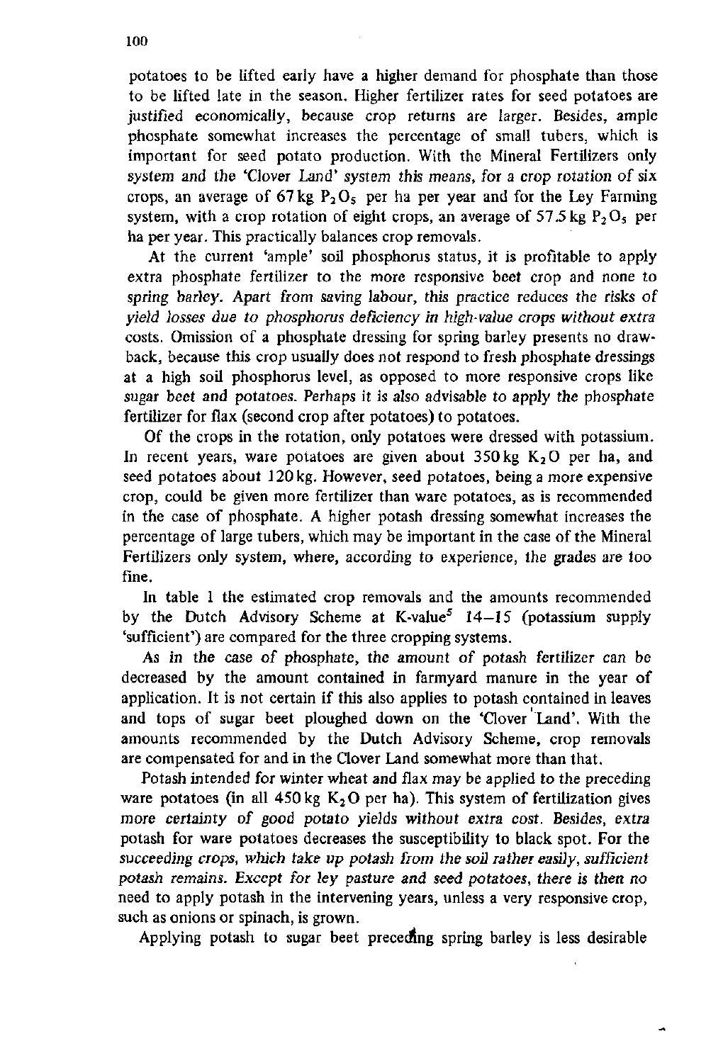potatoes to be lifted early have a higher demand for phosphate than those to be lifted late in the season. Higher fertilizer rates for seed potatoes are justified economically, because crop returns are larger. Besides, ample phosphate somewhat increases the percentage of small tubers, which is important for seed potato production. With the Mineral Fertilizers only system and the 'Clover Land' system this means, for a crop rotation of six crops, an average of 67 kg $P_2O_5$ per ha per year and for the Ley Farming system, with a crop rotation of eight crops, an average of 57.5 kg $P_2O_5$ per ha per year. This practically balances crop removals.

At the current 'ample' soil phosphorus status, it is profitable to apply extra phosphate fertilizer to the more responsive beet crop and none to spring barley. Apart from saving labour, this practice reduces the risks of yield losses due to phosphorus deficiency in high-value crops without extra costs. Omission of a phosphate dressing for spring barley presents no drawback, because this crop usually does not respond to fresh phosphate dressings at a high soil phosphorus level, as opposed to more responsive crops like sugar beet and potatoes. Perhaps it is also advisable to apply the phosphate fertilizer for flax (second crop after potatoes) to potatoes.

Of the crops in the rotation, only potatoes were dressed with potassium. In recent years, ware potatoes are given about 350 kg $K_2O$ per ha, and seed potatoes about 120 kg. However, seed potatoes, being a more expensive crop, could be given more fertilizer than ware potatoes, as is recommended in the case of phosphate. A higher potash dressing somewhat increases the percentage of large tubers, which may be important in the case of the Mineral Fertilizers only system, where, according to experience, the grades are too fine.

In table 1 the estimated crop removals and the amounts recommended by the Dutch Advisory Scheme at K-value[5] 14–15 (potassium supply 'sufficient') are compared for the three cropping systems.

As in the case of phosphate, the amount of potash fertilizer can be decreased by the amount contained in farmyard manure in the year of application. It is not certain if this also applies to potash contained in leaves and tops of sugar beet ploughed down on the 'Clover Land'. With the amounts recommended by the Dutch Advisory Scheme, crop removals are compensated for and in the Clover Land somewhat more than that.

Potash intended for winter wheat and flax may be applied to the preceding ware potatoes (in all 450 kg $K_2O$ per ha). This system of fertilization gives more certainty of good potato yields without extra cost. Besides, extra potash for ware potatoes decreases the susceptibility to black spot. For the succeeding crops, which take up potash from the soil rather easily, sufficient potash remains. Except for ley pasture and seed potatoes, there is then no need to apply potash in the intervening years, unless a very responsive crop, such as onions or spinach, is grown.

Applying potash to sugar beet preceding spring barley is less desirable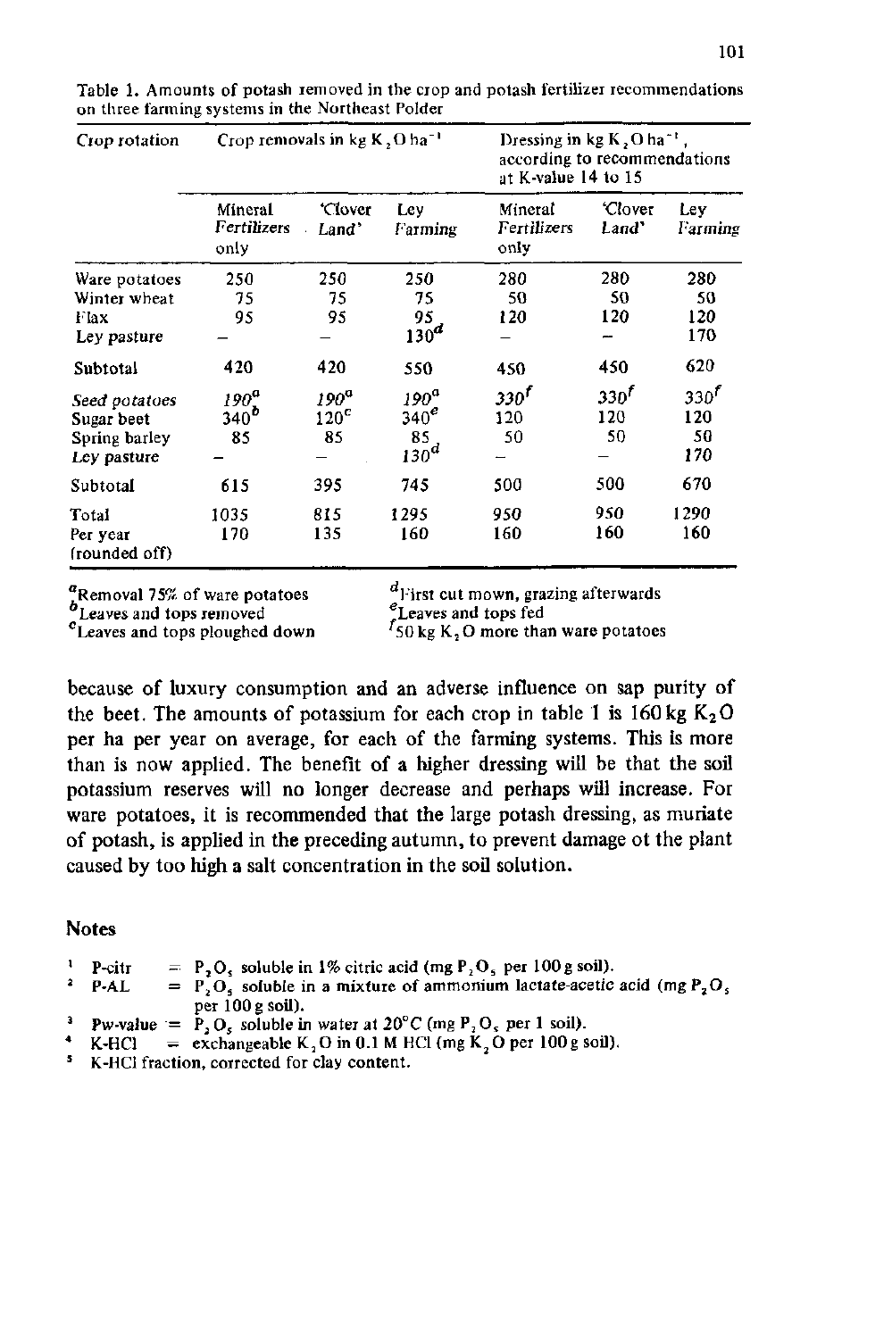Table 1. Amounts of potash removed in the crop and potash fertilizer recommendations on three farming systems in the Northeast Polder

| Crop rotation | Crop removals in kg $K_2O$ $ha^{-1}$ | | | Dressing in kg $K_2O$ $ha^{-1}$, according to recommendations at K-value 14 to 15 | | |
|---|---|---|---|---|---|---|
| | Mineral Fertilizers only | 'Clover Land' | Ley Farming | Mineral Fertilizers only | 'Clover Land' | Ley Farming |
| Ware potatoes | 250 | 250 | 250 | 280 | 280 | 280 |
| Winter wheat | 75 | 75 | 75 | 50 | 50 | 50 |
| Flax | 95 | 95 | 95 | 120 | 120 | 120 |
| Ley pasture | – | – | 130[d] | – | – | 170 |
| Subtotal | 420 | 420 | 550 | 450 | 450 | 620 |
| *Seed potatoes* | *190*[a] | *190*[a] | *190*[a] | *330*[f] | 330[f] | 330[f] |
| Sugar beet | 340[b] | 120[c] | 340[e] | 120 | 120 | 120 |
| Spring barley | 85 | 85 | 85 | 50 | 50 | 50 |
| Ley pasture | – | – | 130[d] | – | – | 170 |
| Subtotal | 615 | 395 | 745 | 500 | 500 | 670 |
| Total | 1035 | 815 | 1295 | 950 | 950 | 1290 |
| Per year (rounded off) | 170 | 135 | 160 | 160 | 160 | 160 |

[a]Removal 75% of ware potatoes
[b]Leaves and tops removed
[c]Leaves and tops ploughed down
[d]First cut mown, grazing afterwards
[e]Leaves and tops fed
[f]50 kg $K_2O$ more than ware potatoes

because of luxury consumption and an adverse influence on sap purity of the beet. The amounts of potassium for each crop in table 1 is 160 kg $K_2O$ per ha per year on average, for each of the farming systems. This is more than is now applied. The benefit of a higher dressing will be that the soil potassium reserves will no longer decrease and perhaps will increase. For ware potatoes, it is recommended that the large potash dressing, as muriate of potash, is applied in the preceding autumn, to prevent damage ot the plant caused by too high a salt concentration in the soil solution.

## Notes

1. P-citr = $P_2O_5$ soluble in 1% citric acid (mg $P_2O_5$ per 100 g soil).
2. P-AL = $P_2O_5$ soluble in a mixture of ammonium lactate-acetic acid (mg $P_2O_5$ per 100 g soil).
3. Pw-value = $P_2O_5$ soluble in water at 20°C (mg $P_2O_5$ per 1 soil).
4. K-HCl = exchangeable $K_2O$ in 0.1 M HCl (mg $K_2O$ per 100 g soil).
5. K-HCl fraction, corrected for clay content.